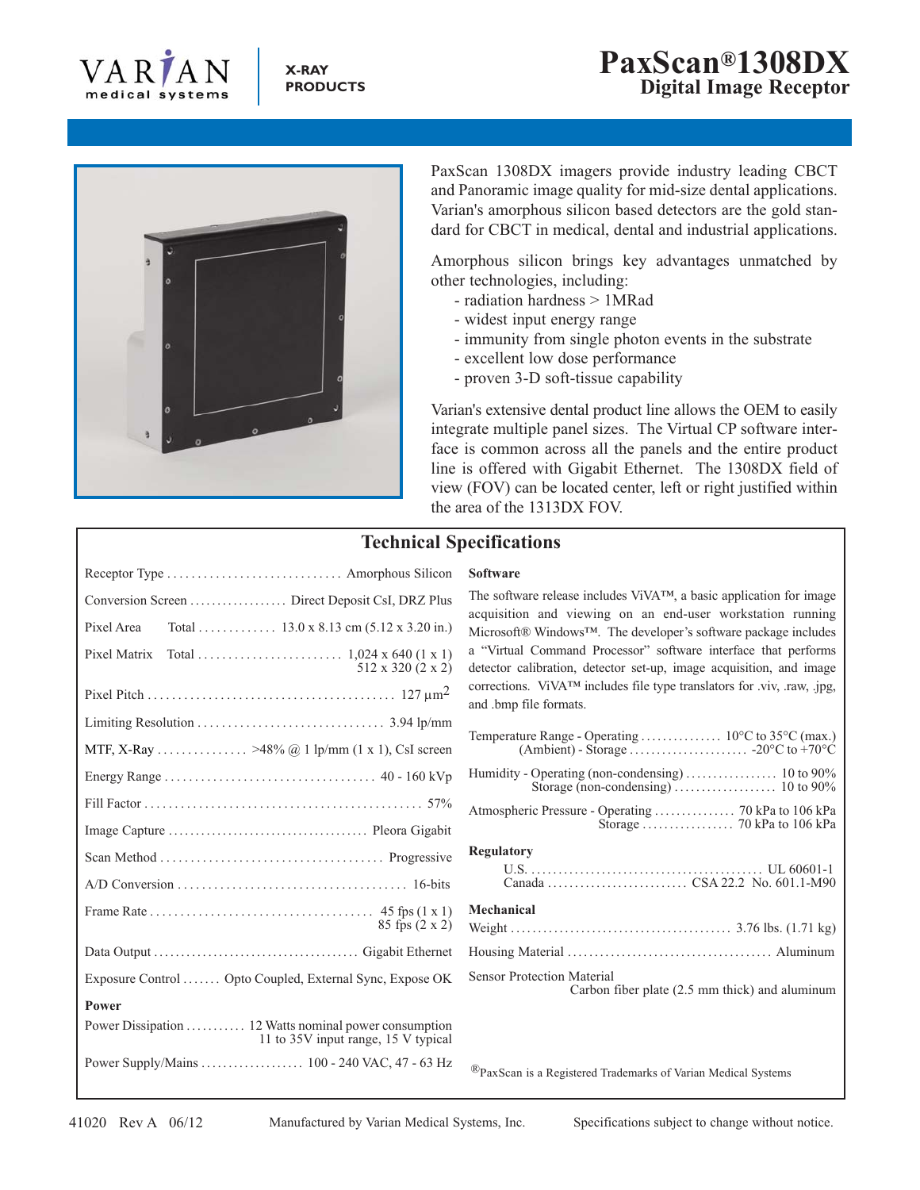VARIAN medical systems

X-RAY PRODUCTS

# PaxScan®1308DX
## Digital Image Receptor

PaxScan 1308DX imagers provide industry leading CBCT and Panoramic image quality for mid-size dental applications. Varian's amorphous silicon based detectors are the gold standard for CBCT in medical, dental and industrial applications.

Amorphous silicon brings key advantages unmatched by other technologies, including:

- radiation hardness > 1MRad
- widest input energy range
- immunity from single photon events in the substrate
- excellent low dose performance
- proven 3-D soft-tissue capability

Varian's extensive dental product line allows the OEM to easily integrate multiple panel sizes. The Virtual CP software interface is common across all the panels and the entire product line is offered with Gigabit Ethernet. The 1308DX field of view (FOV) can be located center, left or right justified within the area of the 1313DX FOV.

## Technical Specifications

| Specification | Value |
|---|---|
| Receptor Type | Amorphous Silicon |
| Conversion Screen | Direct Deposit CsI, DRZ Plus |
| Pixel Area Total | 13.0 x 8.13 cm (5.12 x 3.20 in.) |
| Pixel Matrix Total | 1,024 x 640 (1 x 1)<br>512 x 320 (2 x 2) |
| Pixel Pitch | 127 $\mu m^2$ |
| Limiting Resolution | 3.94 lp/mm |
| MTF, X-Ray | >48% @ 1 lp/mm (1 x 1), CsI screen |
| Energy Range | 40 - 160 kVp |
| Fill Factor | 57% |
| Image Capture | Pleora Gigabit |
| Scan Method | Progressive |
| A/D Conversion | 16-bits |
| Frame Rate | 45 fps (1 x 1)<br>85 fps (2 x 2) |
| Data Output | Gigabit Ethernet |
| Exposure Control | Opto Coupled, External Sync, Expose OK |

**Power**

| Specification | Value |
|---|---|
| Power Dissipation | 12 Watts nominal power consumption<br>11 to 35V input range, 15 V typical |
| Power Supply/Mains | 100 - 240 VAC, 47 - 63 Hz |

**Software**

The software release includes ViVA™, a basic application for image acquisition and viewing on an end-user workstation running Microsoft® Windows™. The developer's software package includes a "Virtual Command Processor" software interface that performs detector calibration, detector set-up, image acquisition, and image corrections. ViVA™ includes file type translators for .viv, .raw, .jpg, and .bmp file formats.

| Specification | Value |
|---|---|
| Temperature Range - Operating (Ambient) | 10°C to 35°C (max.) |
| Temperature Range - Storage | -20°C to +70°C |
| Humidity - Operating (non-condensing) | 10 to 90% |
| Humidity - Storage (non-condensing) | 10 to 90% |
| Atmospheric Pressure - Operating | 70 kPa to 106 kPa |
| Atmospheric Pressure - Storage | 70 kPa to 106 kPa |

**Regulatory**

| Region | Standard |
|---|---|
| U.S. | UL 60601-1 |
| Canada | CSA 22.2 No. 601.1-M90 |

**Mechanical**

| Specification | Value |
|---|---|
| Weight | 3.76 lbs. (1.71 kg) |
| Housing Material | Aluminum |
| Sensor Protection Material | Carbon fiber plate (2.5 mm thick) and aluminum |

®PaxScan is a Registered Trademarks of Varian Medical Systems

41020 Rev A 06/12 Manufactured by Varian Medical Systems, Inc. Specifications subject to change without notice.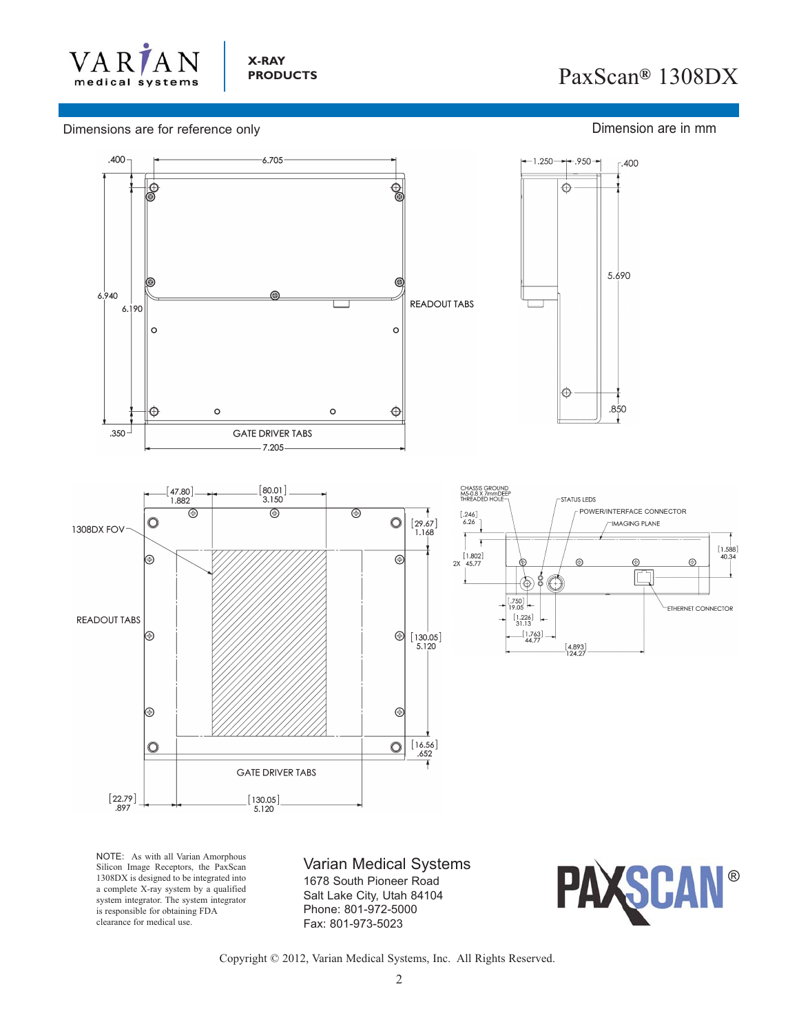Dimensions are for reference only

Dimension are in mm

.400
6.705
6.940
6.190
READOUT TABS
.350
GATE DRIVER TABS
7.205

1.250
.950
.400
5.690
.850

[47.80]
1.882
[80.01]
3.150
1308DX FOV
[29.67]
1.168
READOUT TABS
[130.05]
5.120
[16.56]
.652
GATE DRIVER TABS
[22.79]
.897
[130.05]
5.120

CHASSIS GROUND
M5-0.8 X 7mmDEEP
THREADED HOLE
STATUS LEDS
POWER/INTERFACE CONNECTOR
IMAGING PLANE
[.246]
6.26
[1.588]
40.34
[1.802]
2X 45.77
ETHERNET CONNECTOR
[.750]
19.05
[1.226]
31.13
[1.763]
44.77
[4.893]
124.27

NOTE: As with all Varian Amorphous Silicon Image Receptors, the PaxScan 1308DX is designed to be integrated into a complete X-ray system by a qualified system integrator. The system integrator is responsible for obtaining FDA clearance for medical use.

Varian Medical Systems
1678 South Pioneer Road
Salt Lake City, Utah 84104
Phone: 801-972-5000
Fax: 801-973-5023

PAXSCAN®

Copyright © 2012, Varian Medical Systems, Inc. All Rights Reserved.